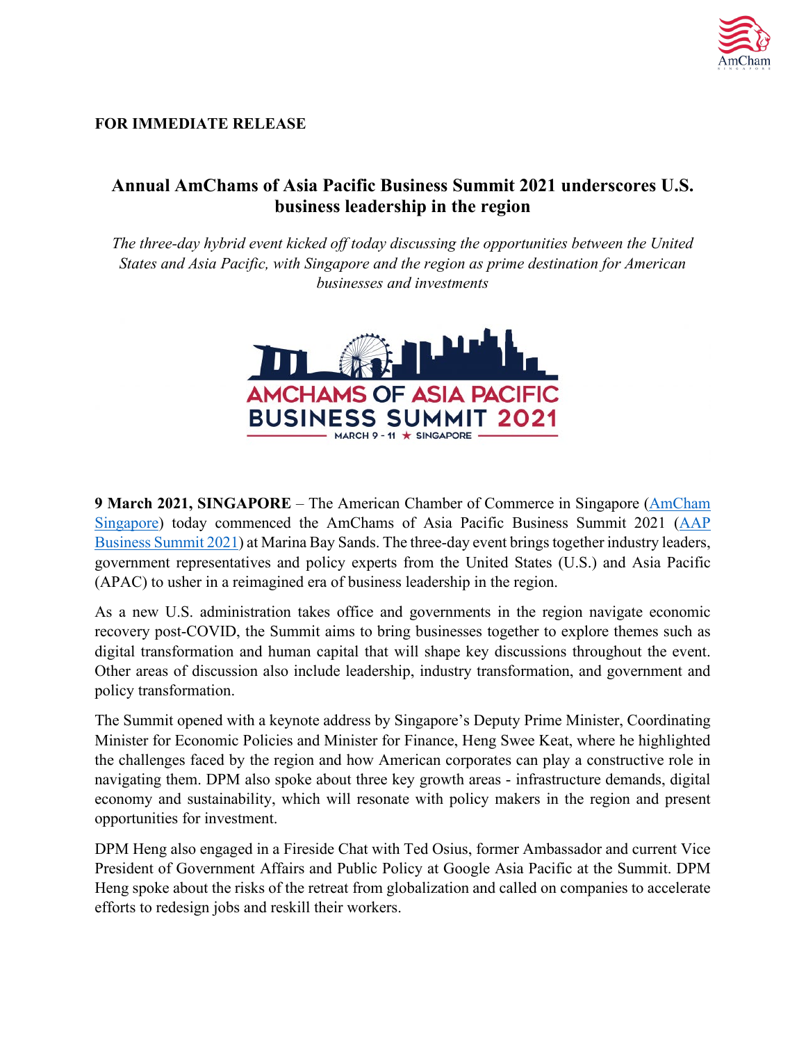**FOR IMMEDIATE RELEASE**

# Annual AmChams of Asia Pacific Business Summit 2021 underscores U.S. business leadership in the region

*The three-day hybrid event kicked off today discussing the opportunities between the United States and Asia Pacific, with Singapore and the region as prime destination for American businesses and investments*

**9 March 2021, SINGAPORE** – The American Chamber of Commerce in Singapore (AmCham Singapore) today commenced the AmChams of Asia Pacific Business Summit 2021 (AAP Business Summit 2021) at Marina Bay Sands. The three-day event brings together industry leaders, government representatives and policy experts from the United States (U.S.) and Asia Pacific (APAC) to usher in a reimagined era of business leadership in the region.

As a new U.S. administration takes office and governments in the region navigate economic recovery post-COVID, the Summit aims to bring businesses together to explore themes such as digital transformation and human capital that will shape key discussions throughout the event. Other areas of discussion also include leadership, industry transformation, and government and policy transformation.

The Summit opened with a keynote address by Singapore's Deputy Prime Minister, Coordinating Minister for Economic Policies and Minister for Finance, Heng Swee Keat, where he highlighted the challenges faced by the region and how American corporates can play a constructive role in navigating them. DPM also spoke about three key growth areas - infrastructure demands, digital economy and sustainability, which will resonate with policy makers in the region and present opportunities for investment.

DPM Heng also engaged in a Fireside Chat with Ted Osius, former Ambassador and current Vice President of Government Affairs and Public Policy at Google Asia Pacific at the Summit. DPM Heng spoke about the risks of the retreat from globalization and called on companies to accelerate efforts to redesign jobs and reskill their workers.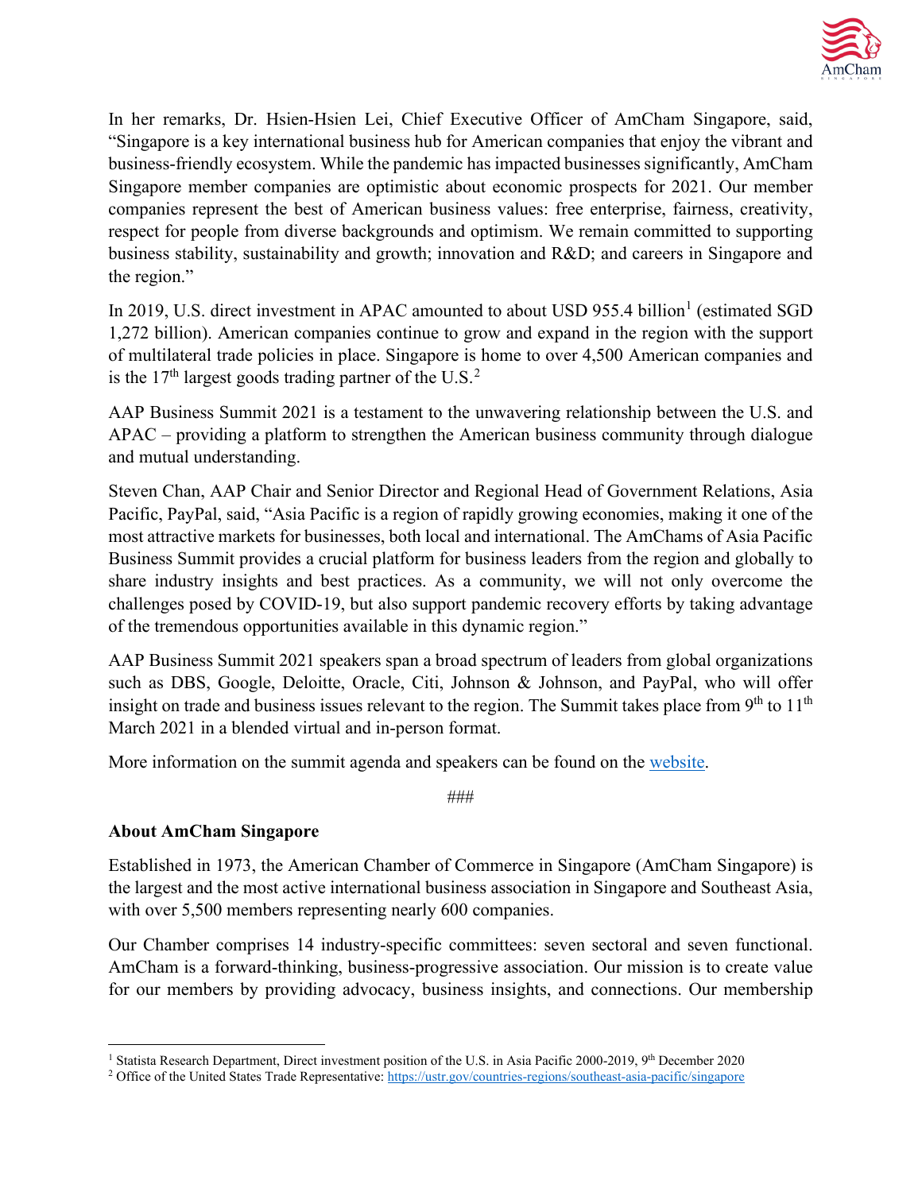In her remarks, Dr. Hsien-Hsien Lei, Chief Executive Officer of AmCham Singapore, said, “Singapore is a key international business hub for American companies that enjoy the vibrant and business-friendly ecosystem. While the pandemic has impacted businesses significantly, AmCham Singapore member companies are optimistic about economic prospects for 2021. Our member companies represent the best of American business values: free enterprise, fairness, creativity, respect for people from diverse backgrounds and optimism. We remain committed to supporting business stability, sustainability and growth; innovation and R&D; and careers in Singapore and the region.”

In 2019, U.S. direct investment in APAC amounted to about USD 955.4 billion[1] (estimated SGD 1,272 billion). American companies continue to grow and expand in the region with the support of multilateral trade policies in place. Singapore is home to over 4,500 American companies and is the 17th largest goods trading partner of the U.S.[2]

AAP Business Summit 2021 is a testament to the unwavering relationship between the U.S. and APAC – providing a platform to strengthen the American business community through dialogue and mutual understanding.

Steven Chan, AAP Chair and Senior Director and Regional Head of Government Relations, Asia Pacific, PayPal, said, “Asia Pacific is a region of rapidly growing economies, making it one of the most attractive markets for businesses, both local and international. The AmChams of Asia Pacific Business Summit provides a crucial platform for business leaders from the region and globally to share industry insights and best practices. As a community, we will not only overcome the challenges posed by COVID-19, but also support pandemic recovery efforts by taking advantage of the tremendous opportunities available in this dynamic region.”

AAP Business Summit 2021 speakers span a broad spectrum of leaders from global organizations such as DBS, Google, Deloitte, Oracle, Citi, Johnson & Johnson, and PayPal, who will offer insight on trade and business issues relevant to the region. The Summit takes place from 9th to 11th March 2021 in a blended virtual and in-person format.

More information on the summit agenda and speakers can be found on the website.

###

**About AmCham Singapore**

Established in 1973, the American Chamber of Commerce in Singapore (AmCham Singapore) is the largest and the most active international business association in Singapore and Southeast Asia, with over 5,500 members representing nearly 600 companies.

Our Chamber comprises 14 industry-specific committees: seven sectoral and seven functional. AmCham is a forward-thinking, business-progressive association. Our mission is to create value for our members by providing advocacy, business insights, and connections. Our membership

---

[1] Statista Research Department, Direct investment position of the U.S. in Asia Pacific 2000-2019, 9th December 2020

[2] Office of the United States Trade Representative: https://ustr.gov/countries-regions/southeast-asia-pacific/singapore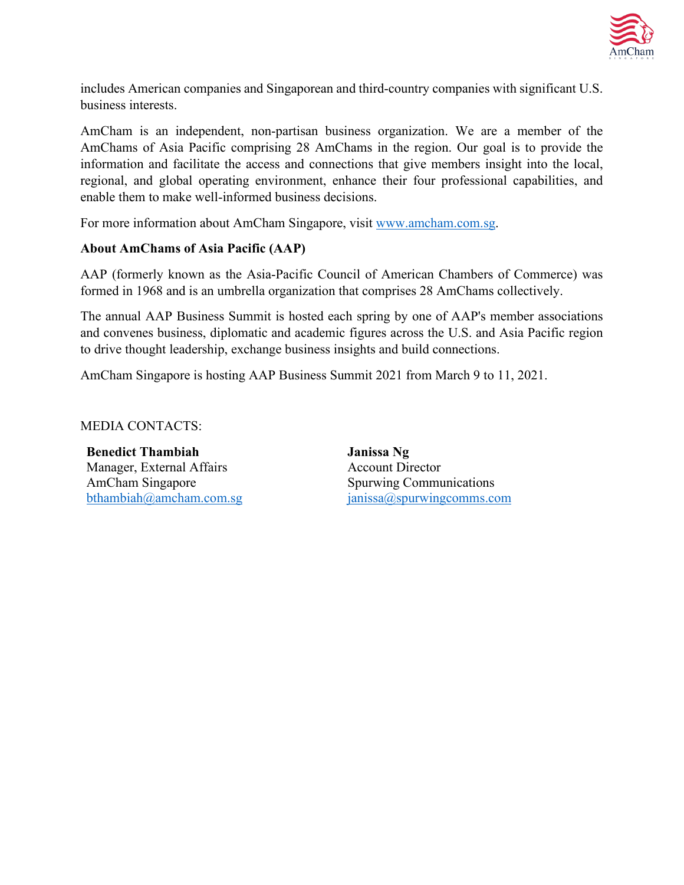includes American companies and Singaporean and third-country companies with significant U.S. business interests.

AmCham is an independent, non-partisan business organization. We are a member of the AmChams of Asia Pacific comprising 28 AmChams in the region. Our goal is to provide the information and facilitate the access and connections that give members insight into the local, regional, and global operating environment, enhance their four professional capabilities, and enable them to make well-informed business decisions.

For more information about AmCham Singapore, visit [www.amcham.com.sg](http://www.amcham.com.sg).

**About AmChams of Asia Pacific (AAP)**

AAP (formerly known as the Asia-Pacific Council of American Chambers of Commerce) was formed in 1968 and is an umbrella organization that comprises 28 AmChams collectively.

The annual AAP Business Summit is hosted each spring by one of AAP's member associations and convenes business, diplomatic and academic figures across the U.S. and Asia Pacific region to drive thought leadership, exchange business insights and build connections.

AmCham Singapore is hosting AAP Business Summit 2021 from March 9 to 11, 2021.

MEDIA CONTACTS:

**Benedict Thambiah**
Manager, External Affairs
AmCham Singapore
[bthambiah@amcham.com.sg](mailto:bthambiah@amcham.com.sg)

**Janissa Ng**
Account Director
Spurwing Communications
[janissa@spurwingcomms.com](mailto:janissa@spurwingcomms.com)